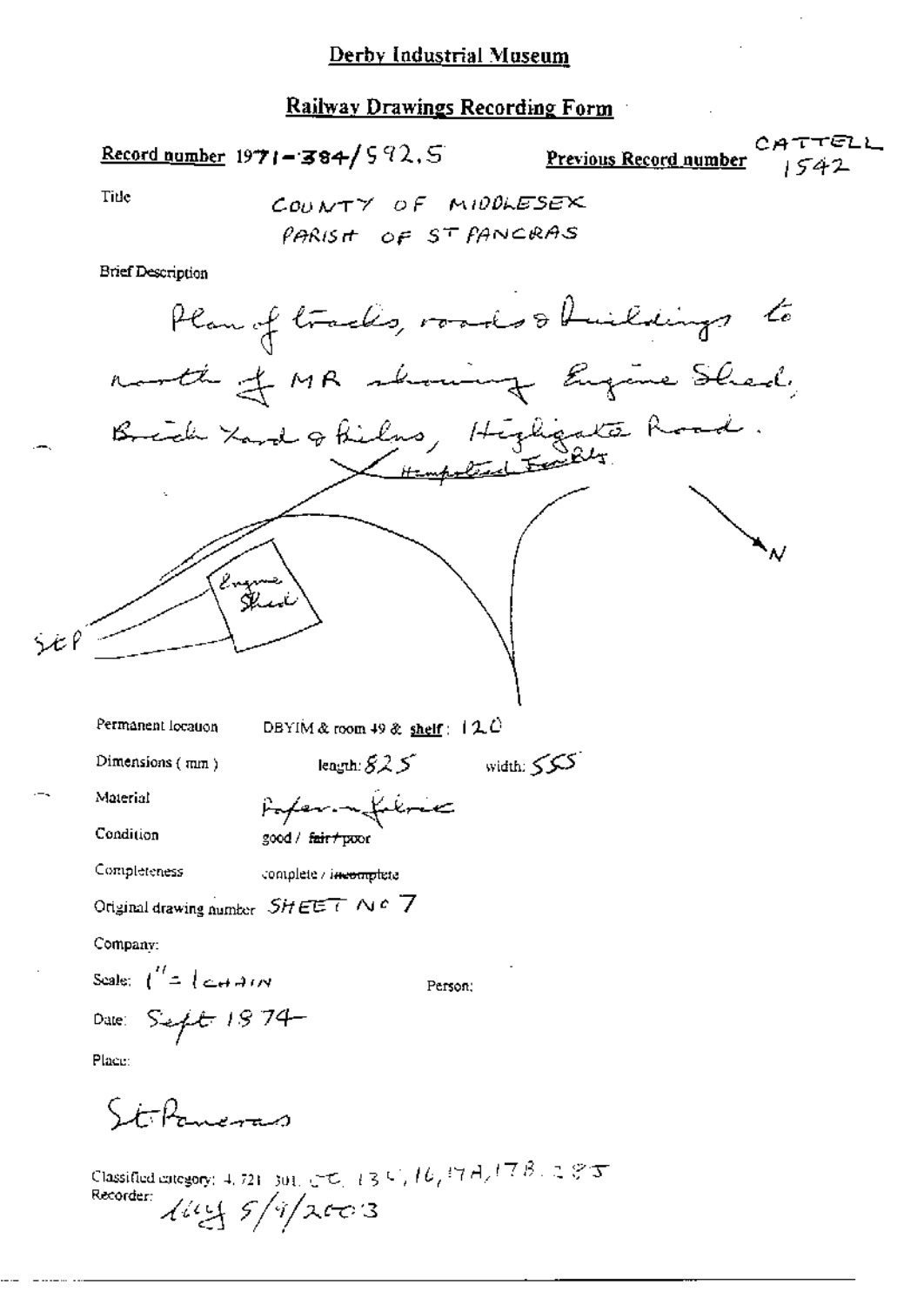# Derby Industrial Museum

## Railway Drawings Recording Form

**Record number** 1971-384/592.5 **Previous Record number** CATTELL 1542

Title COUNTY OF MIDDLESEX
PARISH OF ST PANCRAS

Brief Description

Plan of tracks, roads & buildings to north of MR showing Engine Shed, Brick Yard & Kilns, Highgate Road.

Hampstead Fen Rly

N

Engine Shed

StP

Permanent location DBYIM & room 49 & **shelf**: 120

Dimensions (mm) length: 825 width: 555

Material Paper on fabric

Condition good / ~~fair / poor~~

Completeness complete / ~~incomplete~~

Original drawing number SHEET No 7

Company:

Scale: 1" = 1 CHAIN Person:

Date: Sept 1874

Place:

St Pancras

Classified category: 4, 721, 301, CC, 13C, 16, 17A, 17B, 285
Recorder: lly 5/9/2003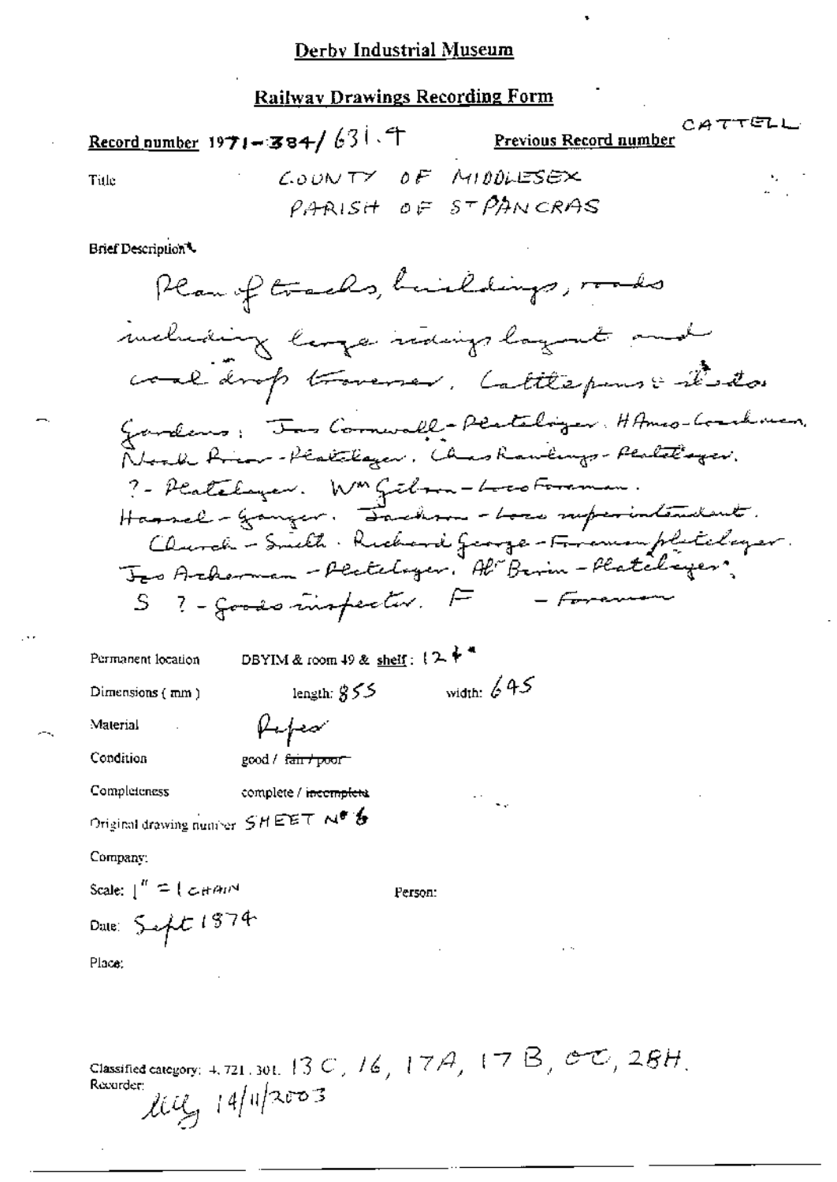# Derby Industrial Museum

## Railway Drawings Recording Form

**Record number** 1971-384/631.9

**Previous Record number** CATTELL

Title: COUNTY OF MIDDLESEX
PARISH OF ST PANCRAS

Brief Description:

Plan of tracks, buildings, roads including large sidings layout and coal drop traverser, Cattlepens & sheds. Gardens: Jas Cornwall - Platelayer. H Amos - Coachman. Noah Rixon - Platelayer. Chas Rawlings - Platelayer. ? - Platelayer. Wm Gilson - Loco Foreman. Hassel - Ganger. Jackson - Loco superintendent. Church - Smith. Richard George - Foreman platelayer. Jas Ackerman - Platelayer. Alr Bevin - Platelayer. S ? - Goods inspector. F - Foreman

Permanent location: DBYIM & room 49 & shelf: 12 + *

Dimensions (mm): length: 855 width: 645

Material: Paper

Condition: good / ~~fair / poor~~

Completeness: complete / ~~incomplete~~

Original drawing number: SHEET No 6

Company:

Scale: 1" = 1 CHAIN

Person:

Date: Sept 1874

Place:

Classified category: 4.721.301. 13C, 16, 17A, 17B, CC, 28H.

Recorder: lily 14/11/2003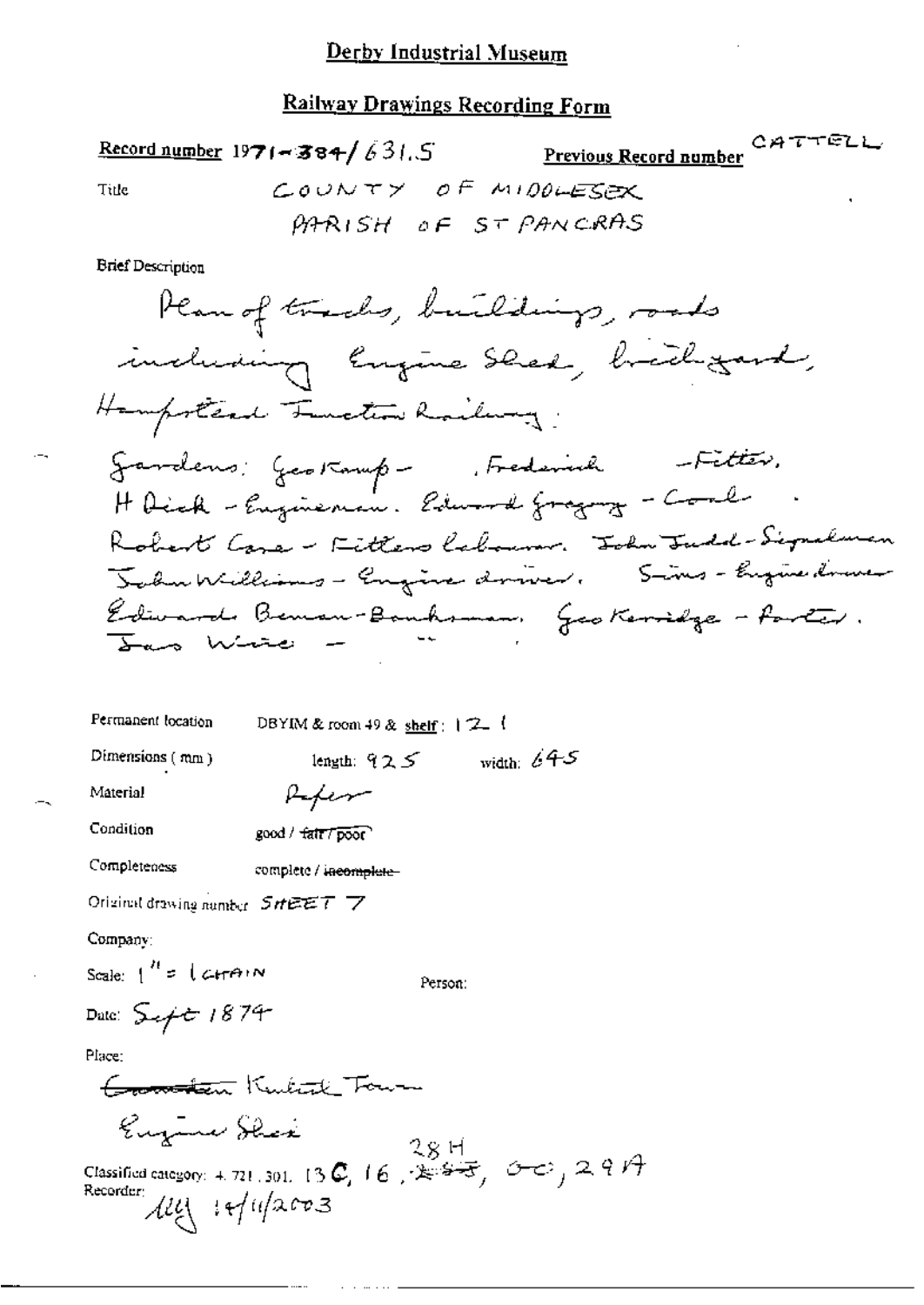# Derby Industrial Museum

## Railway Drawings Recording Form

**Record number** 1971-384/631.5 **Previous Record number** CATTELL

Title COUNTY OF MIDDLESEX
PARISH OF ST PANCRAS

Brief Description

Plan of tracks, buildings, roads including Engine Shed, brickyard, Hampstead Junction Railway.
Gardens: Geo Kamp - , Frederick - Fitter.
H Dick - Engineman. Edward Gregory - Coal- .
Robert Case - Fitters labourer. John Judd - Signalman
John Williams - Engine driver. Sims - Engine driver
Edward Beman - Bankman. Geo Kerridge - Porter.
Jas White - " .

Permanent location DBYIM & room 49 & **shelf**: 12 1

Dimensions (mm) length: 925 width: 645

Material Paper

Condition good / ~~fair / poor~~

Completeness complete / ~~incomplete~~

Original drawing number SHEET 7

Company:

Scale: 1" = 1 CHAIN

Person:

Date: Sept 1874

Place:
~~Camden~~ Kentish Town
Engine Shed

Classified category: 4.721.301. 13C, 16, ~~28S~~ 28H, OC, 29A

Recorder: Ally 14/11/2003